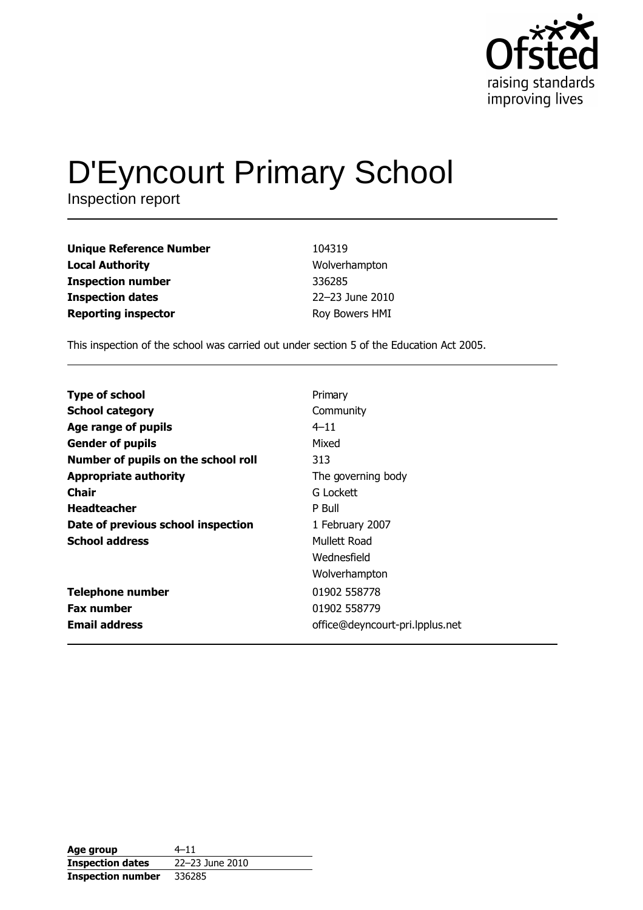# D'Eyncourt Primary School

Inspection report

| | |
|---|---|
| **Unique Reference Number** | 104319 |
| **Local Authority** | Wolverhampton |
| **Inspection number** | 336285 |
| **Inspection dates** | 22–23 June 2010 |
| **Reporting inspector** | Roy Bowers HMI |

This inspection of the school was carried out under section 5 of the Education Act 2005.

| | |
|---|---|
| **Type of school** | Primary |
| **School category** | Community |
| **Age range of pupils** | 4–11 |
| **Gender of pupils** | Mixed |
| **Number of pupils on the school roll** | 313 |
| **Appropriate authority** | The governing body |
| **Chair** | G Lockett |
| **Headteacher** | P Bull |
| **Date of previous school inspection** | 1 February 2007 |
| **School address** | Mullett Road<br>Wednesfield<br>Wolverhampton |
| **Telephone number** | 01902 558778 |
| **Fax number** | 01902 558779 |
| **Email address** | office@deyncourt-pri.lpplus.net |

| | |
|---|---|
| **Age group** | 4–11 |
| **Inspection dates** | 22–23 June 2010 |
| **Inspection number** | 336285 |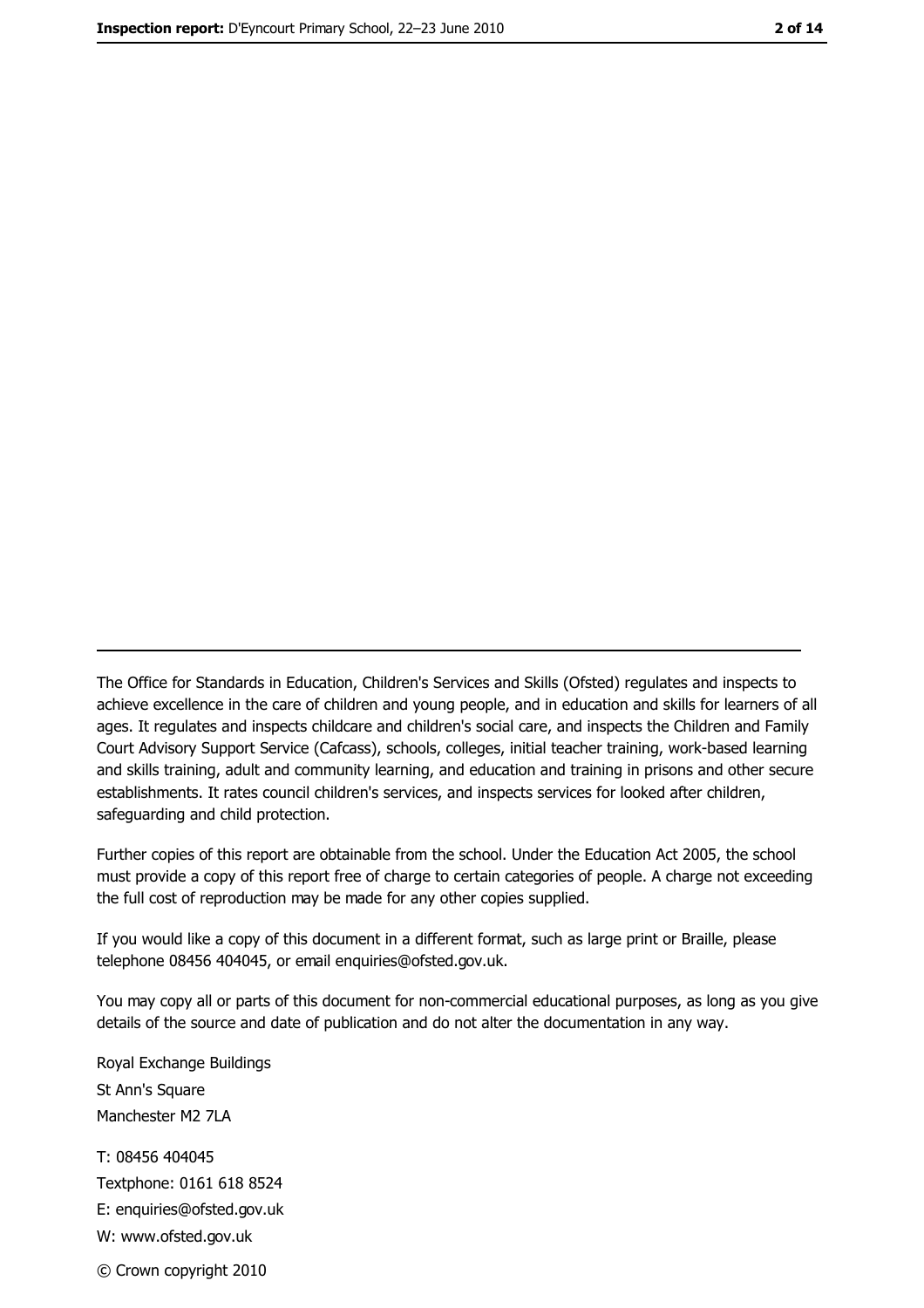---

The Office for Standards in Education, Children's Services and Skills (Ofsted) regulates and inspects to achieve excellence in the care of children and young people, and in education and skills for learners of all ages. It regulates and inspects childcare and children's social care, and inspects the Children and Family Court Advisory Support Service (Cafcass), schools, colleges, initial teacher training, work-based learning and skills training, adult and community learning, and education and training in prisons and other secure establishments. It rates council children's services, and inspects services for looked after children, safeguarding and child protection.

Further copies of this report are obtainable from the school. Under the Education Act 2005, the school must provide a copy of this report free of charge to certain categories of people. A charge not exceeding the full cost of reproduction may be made for any other copies supplied.

If you would like a copy of this document in a different format, such as large print or Braille, please telephone 08456 404045, or email enquiries@ofsted.gov.uk.

You may copy all or parts of this document for non-commercial educational purposes, as long as you give details of the source and date of publication and do not alter the documentation in any way.

Royal Exchange Buildings
St Ann's Square
Manchester M2 7LA

T: 08456 404045
Textphone: 0161 618 8524
E: enquiries@ofsted.gov.uk
W: www.ofsted.gov.uk

© Crown copyright 2010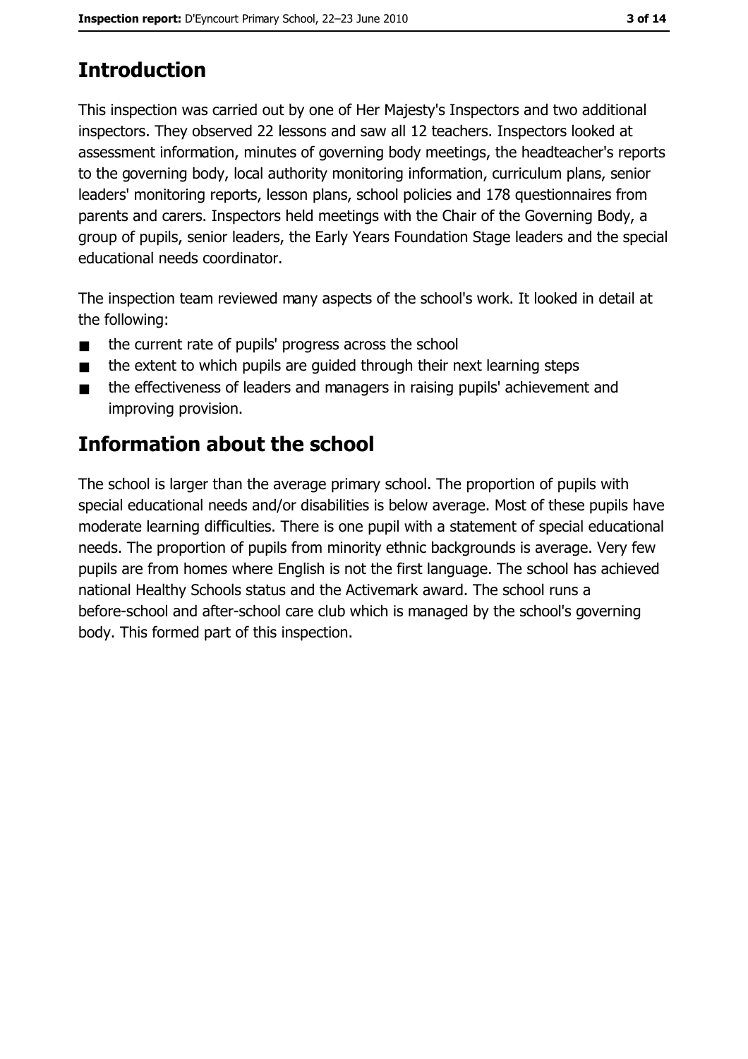## Introduction

This inspection was carried out by one of Her Majesty's Inspectors and two additional inspectors. They observed 22 lessons and saw all 12 teachers. Inspectors looked at assessment information, minutes of governing body meetings, the headteacher's reports to the governing body, local authority monitoring information, curriculum plans, senior leaders' monitoring reports, lesson plans, school policies and 178 questionnaires from parents and carers. Inspectors held meetings with the Chair of the Governing Body, a group of pupils, senior leaders, the Early Years Foundation Stage leaders and the special educational needs coordinator.

The inspection team reviewed many aspects of the school's work. It looked in detail at the following:

- the current rate of pupils' progress across the school
- the extent to which pupils are guided through their next learning steps
- the effectiveness of leaders and managers in raising pupils' achievement and improving provision.

## Information about the school

The school is larger than the average primary school. The proportion of pupils with special educational needs and/or disabilities is below average. Most of these pupils have moderate learning difficulties. There is one pupil with a statement of special educational needs. The proportion of pupils from minority ethnic backgrounds is average. Very few pupils are from homes where English is not the first language. The school has achieved national Healthy Schools status and the Activemark award. The school runs a before-school and after-school care club which is managed by the school's governing body. This formed part of this inspection.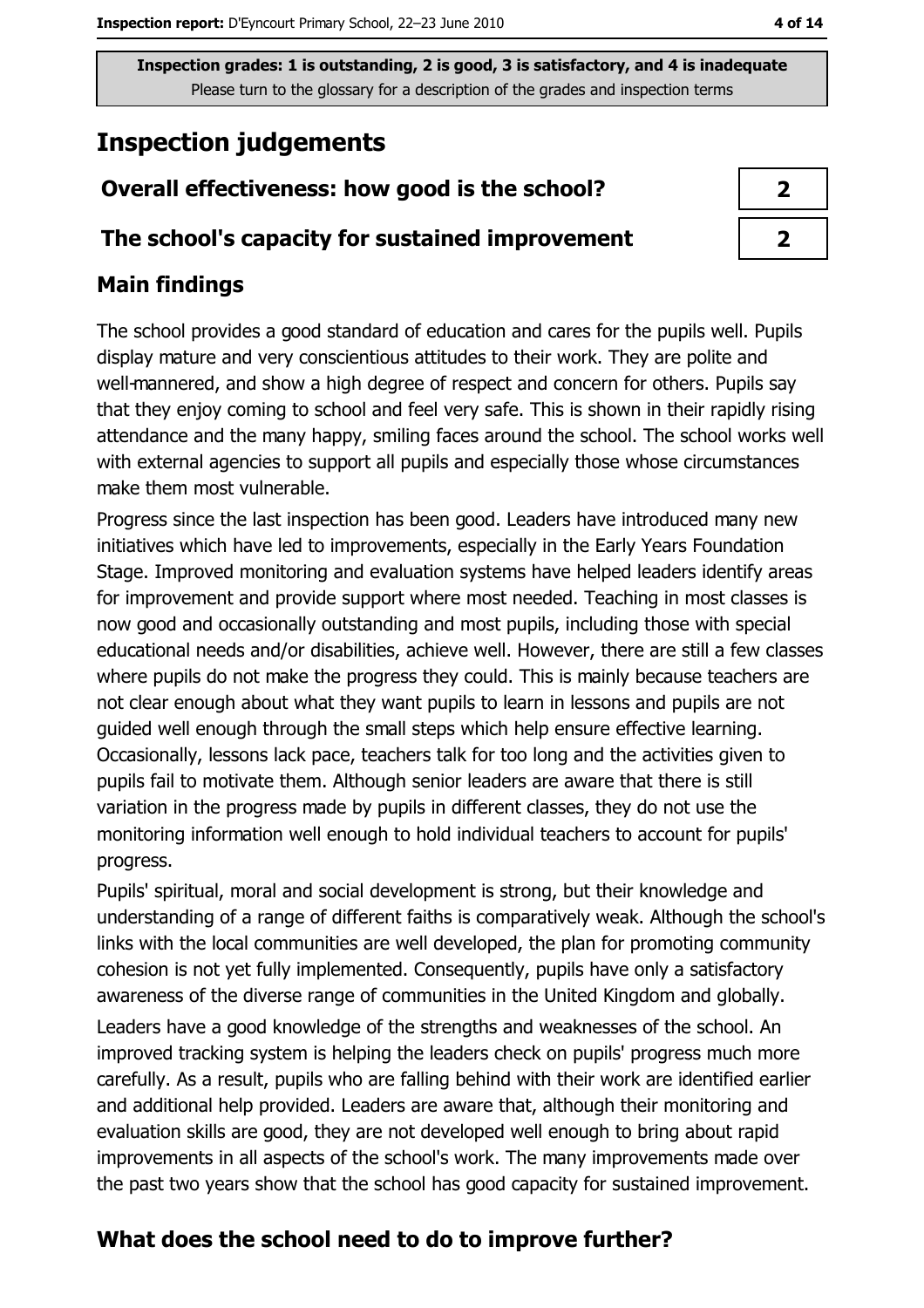**Inspection grades: 1 is outstanding, 2 is good, 3 is satisfactory, and 4 is inadequate**
Please turn to the glossary for a description of the grades and inspection terms

# Inspection judgements

| Overall effectiveness: how good is the school? | 2 |
|---|---|
| The school's capacity for sustained improvement | 2 |

## Main findings

The school provides a good standard of education and cares for the pupils well. Pupils display mature and very conscientious attitudes to their work. They are polite and well-mannered, and show a high degree of respect and concern for others. Pupils say that they enjoy coming to school and feel very safe. This is shown in their rapidly rising attendance and the many happy, smiling faces around the school. The school works well with external agencies to support all pupils and especially those whose circumstances make them most vulnerable.

Progress since the last inspection has been good. Leaders have introduced many new initiatives which have led to improvements, especially in the Early Years Foundation Stage. Improved monitoring and evaluation systems have helped leaders identify areas for improvement and provide support where most needed. Teaching in most classes is now good and occasionally outstanding and most pupils, including those with special educational needs and/or disabilities, achieve well. However, there are still a few classes where pupils do not make the progress they could. This is mainly because teachers are not clear enough about what they want pupils to learn in lessons and pupils are not guided well enough through the small steps which help ensure effective learning. Occasionally, lessons lack pace, teachers talk for too long and the activities given to pupils fail to motivate them. Although senior leaders are aware that there is still variation in the progress made by pupils in different classes, they do not use the monitoring information well enough to hold individual teachers to account for pupils' progress.

Pupils' spiritual, moral and social development is strong, but their knowledge and understanding of a range of different faiths is comparatively weak. Although the school's links with the local communities are well developed, the plan for promoting community cohesion is not yet fully implemented. Consequently, pupils have only a satisfactory awareness of the diverse range of communities in the United Kingdom and globally.

Leaders have a good knowledge of the strengths and weaknesses of the school. An improved tracking system is helping the leaders check on pupils' progress much more carefully. As a result, pupils who are falling behind with their work are identified earlier and additional help provided. Leaders are aware that, although their monitoring and evaluation skills are good, they are not developed well enough to bring about rapid improvements in all aspects of the school's work. The many improvements made over the past two years show that the school has good capacity for sustained improvement.

## What does the school need to do to improve further?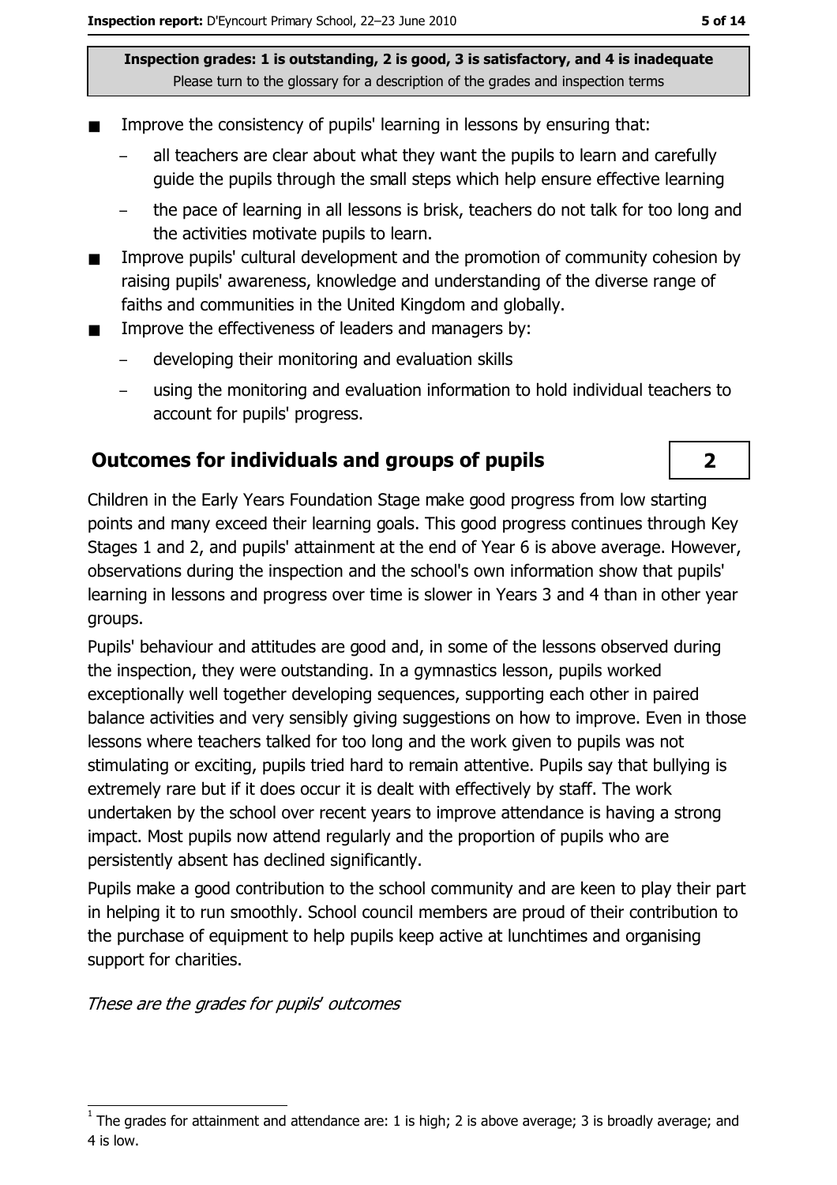Inspection grades: 1 is outstanding, 2 is good, 3 is satisfactory, and 4 is inadequate
Please turn to the glossary for a description of the grades and inspection terms

- Improve the consistency of pupils' learning in lessons by ensuring that:
  - all teachers are clear about what they want the pupils to learn and carefully guide the pupils through the small steps which help ensure effective learning
  - the pace of learning in all lessons is brisk, teachers do not talk for too long and the activities motivate pupils to learn.
- Improve pupils' cultural development and the promotion of community cohesion by raising pupils' awareness, knowledge and understanding of the diverse range of faiths and communities in the United Kingdom and globally.
- Improve the effectiveness of leaders and managers by:
  - developing their monitoring and evaluation skills
  - using the monitoring and evaluation information to hold individual teachers to account for pupils' progress.

## Outcomes for individuals and groups of pupils

**2**

Children in the Early Years Foundation Stage make good progress from low starting points and many exceed their learning goals. This good progress continues through Key Stages 1 and 2, and pupils' attainment at the end of Year 6 is above average. However, observations during the inspection and the school's own information show that pupils' learning in lessons and progress over time is slower in Years 3 and 4 than in other year groups.

Pupils' behaviour and attitudes are good and, in some of the lessons observed during the inspection, they were outstanding. In a gymnastics lesson, pupils worked exceptionally well together developing sequences, supporting each other in paired balance activities and very sensibly giving suggestions on how to improve. Even in those lessons where teachers talked for too long and the work given to pupils was not stimulating or exciting, pupils tried hard to remain attentive. Pupils say that bullying is extremely rare but if it does occur it is dealt with effectively by staff. The work undertaken by the school over recent years to improve attendance is having a strong impact. Most pupils now attend regularly and the proportion of pupils who are persistently absent has declined significantly.

Pupils make a good contribution to the school community and are keen to play their part in helping it to run smoothly. School council members are proud of their contribution to the purchase of equipment to help pupils keep active at lunchtimes and organising support for charities.

*These are the grades for pupils' outcomes*

[1] The grades for attainment and attendance are: 1 is high; 2 is above average; 3 is broadly average; and 4 is low.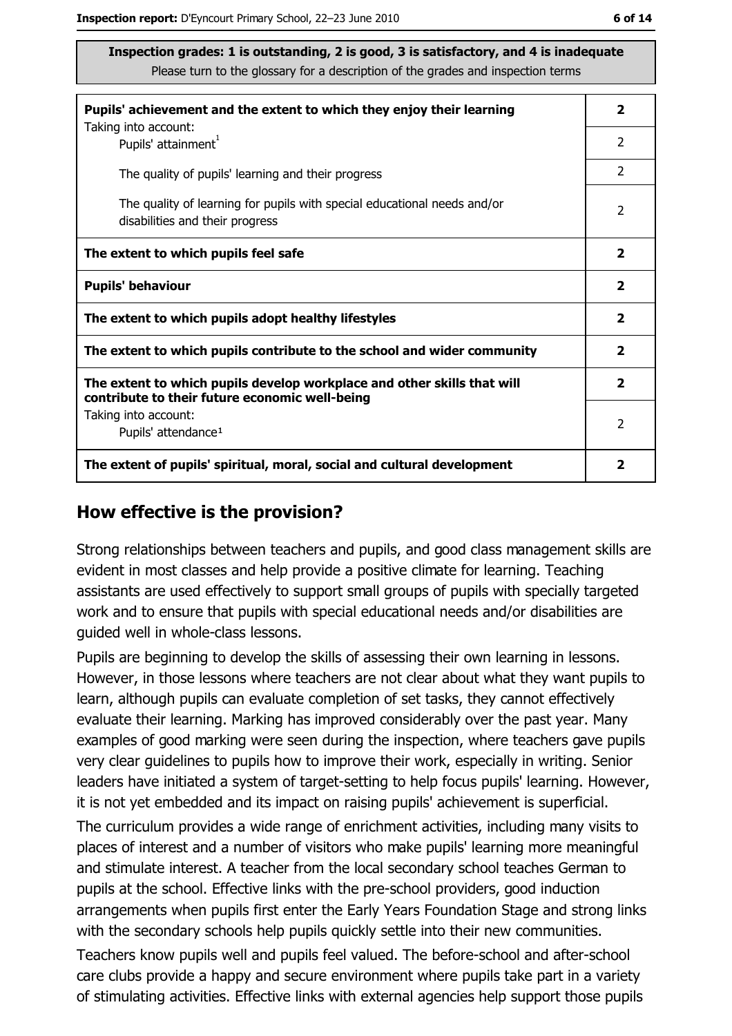**Inspection grades: 1 is outstanding, 2 is good, 3 is satisfactory, and 4 is inadequate**
Please turn to the glossary for a description of the grades and inspection terms

| | |
|---|---|
| **Pupils' achievement and the extent to which they enjoy their learning** | **2** |
| Taking into account: Pupils' attainment[1] | 2 |
| The quality of pupils' learning and their progress | 2 |
| The quality of learning for pupils with special educational needs and/or disabilities and their progress | 2 |
| **The extent to which pupils feel safe** | **2** |
| **Pupils' behaviour** | **2** |
| **The extent to which pupils adopt healthy lifestyles** | **2** |
| **The extent to which pupils contribute to the school and wider community** | **2** |
| **The extent to which pupils develop workplace and other skills that will contribute to their future economic well-being** | **2** |
| Taking into account: Pupils' attendance[1] | 2 |
| **The extent of pupils' spiritual, moral, social and cultural development** | **2** |

## How effective is the provision?

Strong relationships between teachers and pupils, and good class management skills are evident in most classes and help provide a positive climate for learning. Teaching assistants are used effectively to support small groups of pupils with specially targeted work and to ensure that pupils with special educational needs and/or disabilities are guided well in whole-class lessons.

Pupils are beginning to develop the skills of assessing their own learning in lessons. However, in those lessons where teachers are not clear about what they want pupils to learn, although pupils can evaluate completion of set tasks, they cannot effectively evaluate their learning. Marking has improved considerably over the past year. Many examples of good marking were seen during the inspection, where teachers gave pupils very clear guidelines to pupils how to improve their work, especially in writing. Senior leaders have initiated a system of target-setting to help focus pupils' learning. However, it is not yet embedded and its impact on raising pupils' achievement is superficial.

The curriculum provides a wide range of enrichment activities, including many visits to places of interest and a number of visitors who make pupils' learning more meaningful and stimulate interest. A teacher from the local secondary school teaches German to pupils at the school. Effective links with the pre-school providers, good induction arrangements when pupils first enter the Early Years Foundation Stage and strong links with the secondary schools help pupils quickly settle into their new communities.

Teachers know pupils well and pupils feel valued. The before-school and after-school care clubs provide a happy and secure environment where pupils take part in a variety of stimulating activities. Effective links with external agencies help support those pupils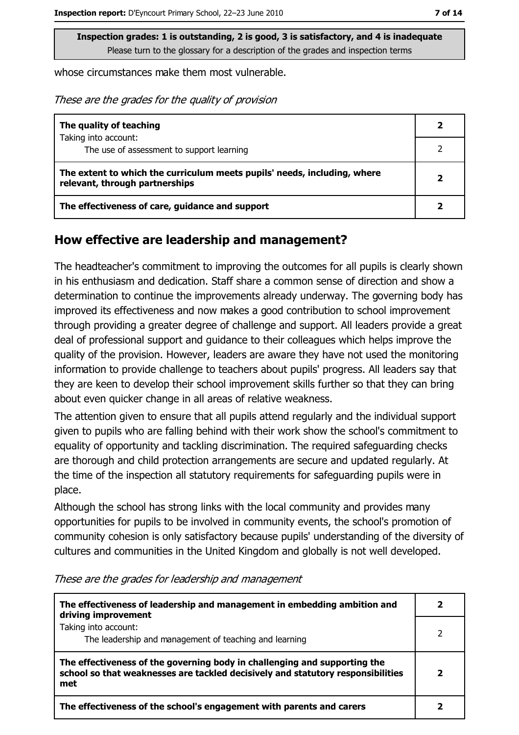Inspection grades: 1 is outstanding, 2 is good, 3 is satisfactory, and 4 is inadequate
Please turn to the glossary for a description of the grades and inspection terms

whose circumstances make them most vulnerable.

*These are the grades for the quality of provision*

| | |
|---|---|
| **The quality of teaching** | **2** |
| Taking into account: The use of assessment to support learning | 2 |
| **The extent to which the curriculum meets pupils' needs, including, where relevant, through partnerships** | **2** |
| **The effectiveness of care, guidance and support** | **2** |

## How effective are leadership and management?

The headteacher's commitment to improving the outcomes for all pupils is clearly shown in his enthusiasm and dedication. Staff share a common sense of direction and show a determination to continue the improvements already underway. The governing body has improved its effectiveness and now makes a good contribution to school improvement through providing a greater degree of challenge and support. All leaders provide a great deal of professional support and guidance to their colleagues which helps improve the quality of the provision. However, leaders are aware they have not used the monitoring information to provide challenge to teachers about pupils' progress. All leaders say that they are keen to develop their school improvement skills further so that they can bring about even quicker change in all areas of relative weakness.

The attention given to ensure that all pupils attend regularly and the individual support given to pupils who are falling behind with their work show the school's commitment to equality of opportunity and tackling discrimination. The required safeguarding checks are thorough and child protection arrangements are secure and updated regularly. At the time of the inspection all statutory requirements for safeguarding pupils were in place.

Although the school has strong links with the local community and provides many opportunities for pupils to be involved in community events, the school's promotion of community cohesion is only satisfactory because pupils' understanding of the diversity of cultures and communities in the United Kingdom and globally is not well developed.

*These are the grades for leadership and management*

| | |
|---|---|
| **The effectiveness of leadership and management in embedding ambition and driving improvement** | **2** |
| Taking into account: The leadership and management of teaching and learning | 2 |
| **The effectiveness of the governing body in challenging and supporting the school so that weaknesses are tackled decisively and statutory responsibilities met** | **2** |
| **The effectiveness of the school's engagement with parents and carers** | **2** |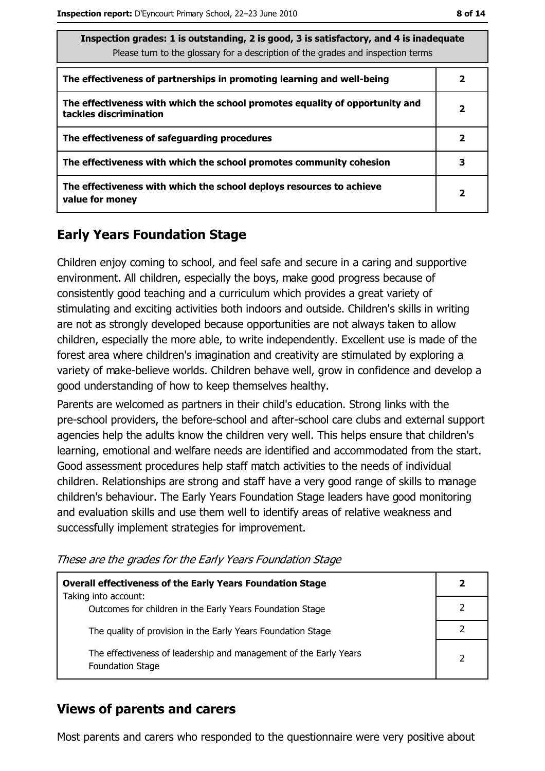| Inspection grades: 1 is outstanding, 2 is good, 3 is satisfactory, and 4 is inadequate<br>Please turn to the glossary for a description of the grades and inspection terms | |
|---|---|
| **The effectiveness of partnerships in promoting learning and well-being** | **2** |
| **The effectiveness with which the school promotes equality of opportunity and tackles discrimination** | **2** |
| **The effectiveness of safeguarding procedures** | **2** |
| **The effectiveness with which the school promotes community cohesion** | **3** |
| **The effectiveness with which the school deploys resources to achieve value for money** | **2** |

## Early Years Foundation Stage

Children enjoy coming to school, and feel safe and secure in a caring and supportive environment. All children, especially the boys, make good progress because of consistently good teaching and a curriculum which provides a great variety of stimulating and exciting activities both indoors and outside. Children's skills in writing are not as strongly developed because opportunities are not always taken to allow children, especially the more able, to write independently. Excellent use is made of the forest area where children's imagination and creativity are stimulated by exploring a variety of make-believe worlds. Children behave well, grow in confidence and develop a good understanding of how to keep themselves healthy.

Parents are welcomed as partners in their child's education. Strong links with the pre-school providers, the before-school and after-school care clubs and external support agencies help the adults know the children very well. This helps ensure that children's learning, emotional and welfare needs are identified and accommodated from the start. Good assessment procedures help staff match activities to the needs of individual children. Relationships are strong and staff have a very good range of skills to manage children's behaviour. The Early Years Foundation Stage leaders have good monitoring and evaluation skills and use them well to identify areas of relative weakness and successfully implement strategies for improvement.

*These are the grades for the Early Years Foundation Stage*

| **Overall effectiveness of the Early Years Foundation Stage**<br>Taking into account: | **2** |
|---|---|
| Outcomes for children in the Early Years Foundation Stage | 2 |
| The quality of provision in the Early Years Foundation Stage | 2 |
| The effectiveness of leadership and management of the Early Years Foundation Stage | 2 |

## Views of parents and carers

Most parents and carers who responded to the questionnaire were very positive about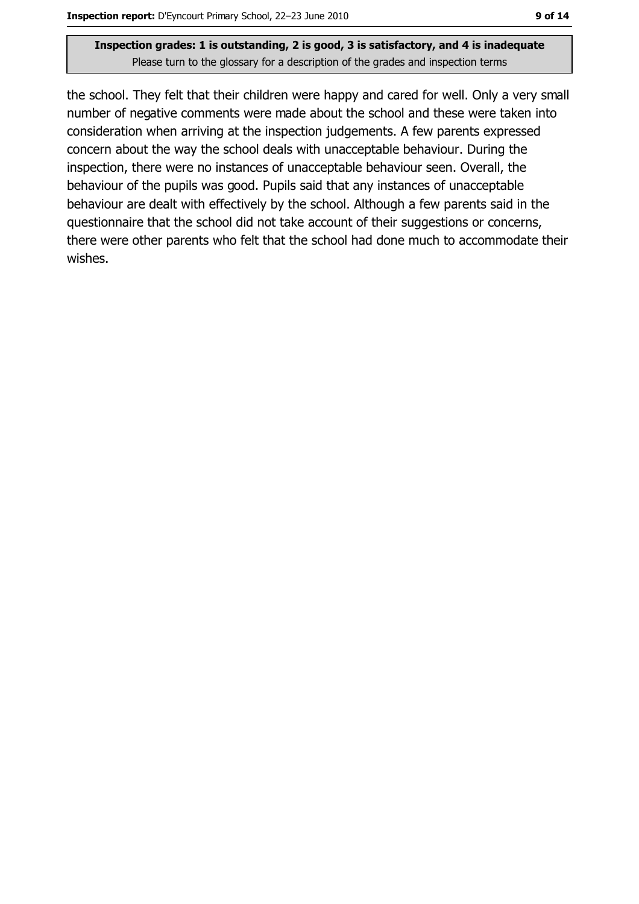the school. They felt that their children were happy and cared for well. Only a very small number of negative comments were made about the school and these were taken into consideration when arriving at the inspection judgements. A few parents expressed concern about the way the school deals with unacceptable behaviour. During the inspection, there were no instances of unacceptable behaviour seen. Overall, the behaviour of the pupils was good. Pupils said that any instances of unacceptable behaviour are dealt with effectively by the school. Although a few parents said in the questionnaire that the school did not take account of their suggestions or concerns, there were other parents who felt that the school had done much to accommodate their wishes.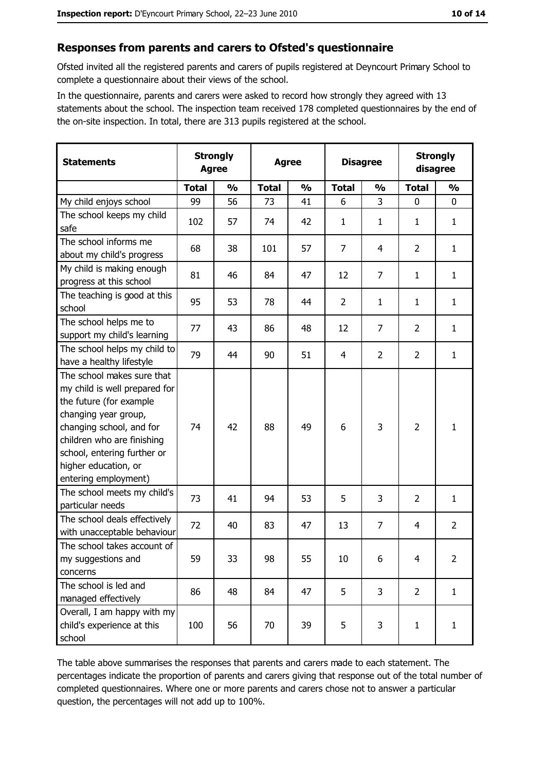## Responses from parents and carers to Ofsted's questionnaire

Ofsted invited all the registered parents and carers of pupils registered at Deyncourt Primary School to complete a questionnaire about their views of the school.

In the questionnaire, parents and carers were asked to record how strongly they agreed with 13 statements about the school. The inspection team received 178 completed questionnaires by the end of the on-site inspection. In total, there are 313 pupils registered at the school.

| Statements | Strongly Agree | | Agree | | Disagree | | Strongly disagree | |
|---|---|---|---|---|---|---|---|---|
| | Total | % | Total | % | Total | % | Total | % |
| My child enjoys school | 99 | 56 | 73 | 41 | 6 | 3 | 0 | 0 |
| The school keeps my child safe | 102 | 57 | 74 | 42 | 1 | 1 | 1 | 1 |
| The school informs me about my child's progress | 68 | 38 | 101 | 57 | 7 | 4 | 2 | 1 |
| My child is making enough progress at this school | 81 | 46 | 84 | 47 | 12 | 7 | 1 | 1 |
| The teaching is good at this school | 95 | 53 | 78 | 44 | 2 | 1 | 1 | 1 |
| The school helps me to support my child's learning | 77 | 43 | 86 | 48 | 12 | 7 | 2 | 1 |
| The school helps my child to have a healthy lifestyle | 79 | 44 | 90 | 51 | 4 | 2 | 2 | 1 |
| The school makes sure that my child is well prepared for the future (for example changing year group, changing school, and for children who are finishing school, entering further or higher education, or entering employment) | 74 | 42 | 88 | 49 | 6 | 3 | 2 | 1 |
| The school meets my child's particular needs | 73 | 41 | 94 | 53 | 5 | 3 | 2 | 1 |
| The school deals effectively with unacceptable behaviour | 72 | 40 | 83 | 47 | 13 | 7 | 4 | 2 |
| The school takes account of my suggestions and concerns | 59 | 33 | 98 | 55 | 10 | 6 | 4 | 2 |
| The school is led and managed effectively | 86 | 48 | 84 | 47 | 5 | 3 | 2 | 1 |
| Overall, I am happy with my child's experience at this school | 100 | 56 | 70 | 39 | 5 | 3 | 1 | 1 |

The table above summarises the responses that parents and carers made to each statement. The percentages indicate the proportion of parents and carers giving that response out of the total number of completed questionnaires. Where one or more parents and carers chose not to answer a particular question, the percentages will not add up to 100%.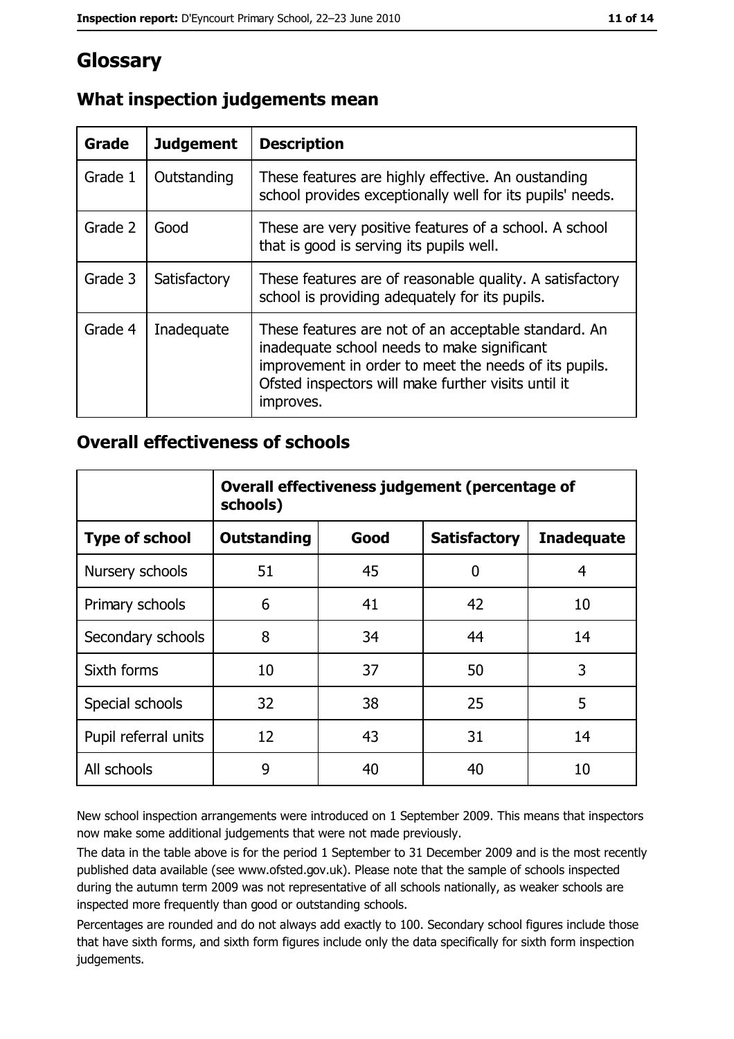# Glossary

## What inspection judgements mean

| Grade | Judgement | Description |
| --- | --- | --- |
| Grade 1 | Outstanding | These features are highly effective. An oustanding school provides exceptionally well for its pupils' needs. |
| Grade 2 | Good | These are very positive features of a school. A school that is good is serving its pupils well. |
| Grade 3 | Satisfactory | These features are of reasonable quality. A satisfactory school is providing adequately for its pupils. |
| Grade 4 | Inadequate | These features are not of an acceptable standard. An inadequate school needs to make significant improvement in order to meet the needs of its pupils. Ofsted inspectors will make further visits until it improves. |

## Overall effectiveness of schools

| | Overall effectiveness judgement (percentage of schools) | | | |
| --- | --- | --- | --- | --- |
| **Type of school** | **Outstanding** | **Good** | **Satisfactory** | **Inadequate** |
| Nursery schools | 51 | 45 | 0 | 4 |
| Primary schools | 6 | 41 | 42 | 10 |
| Secondary schools | 8 | 34 | 44 | 14 |
| Sixth forms | 10 | 37 | 50 | 3 |
| Special schools | 32 | 38 | 25 | 5 |
| Pupil referral units | 12 | 43 | 31 | 14 |
| All schools | 9 | 40 | 40 | 10 |

New school inspection arrangements were introduced on 1 September 2009. This means that inspectors now make some additional judgements that were not made previously.

The data in the table above is for the period 1 September to 31 December 2009 and is the most recently published data available (see www.ofsted.gov.uk). Please note that the sample of schools inspected during the autumn term 2009 was not representative of all schools nationally, as weaker schools are inspected more frequently than good or outstanding schools.

Percentages are rounded and do not always add exactly to 100. Secondary school figures include those that have sixth forms, and sixth form figures include only the data specifically for sixth form inspection judgements.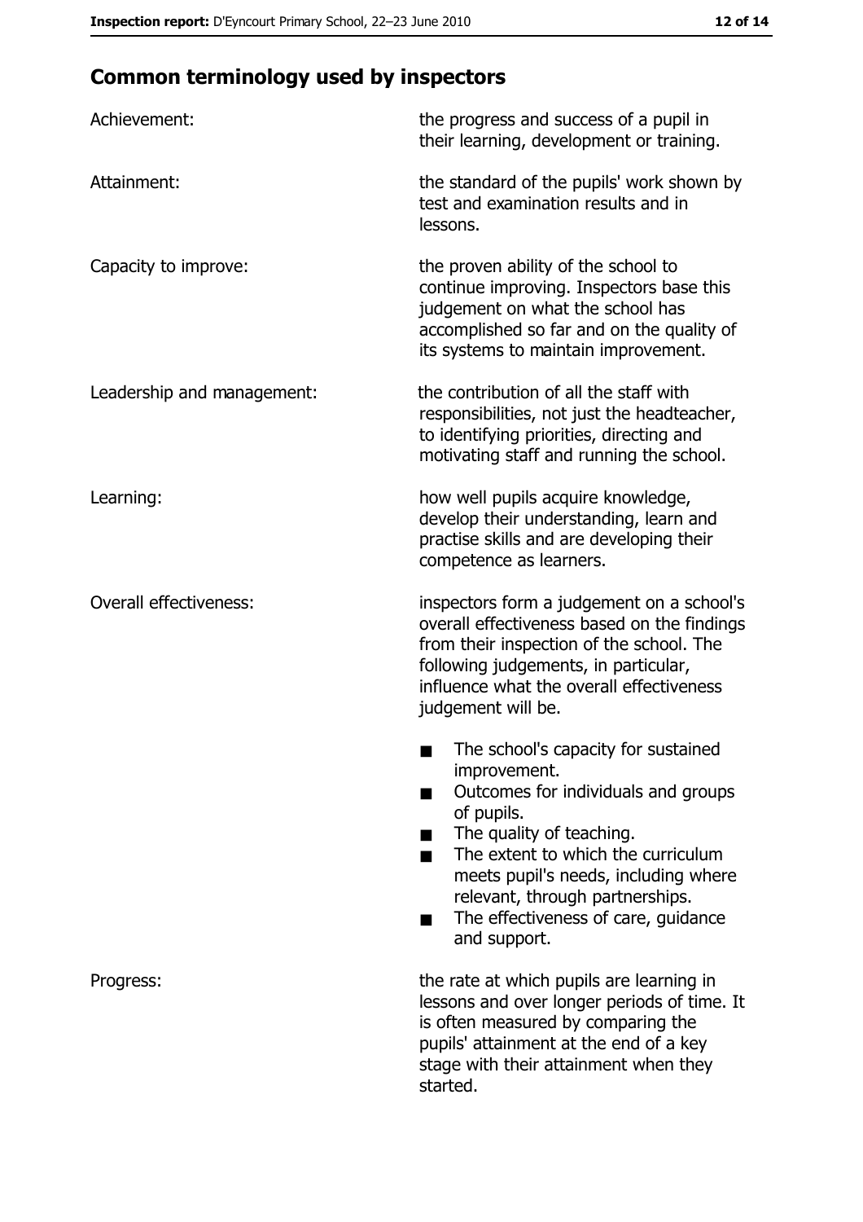## Common terminology used by inspectors

**Achievement:** the progress and success of a pupil in their learning, development or training.

**Attainment:** the standard of the pupils' work shown by test and examination results and in lessons.

**Capacity to improve:** the proven ability of the school to continue improving. Inspectors base this judgement on what the school has accomplished so far and on the quality of its systems to maintain improvement.

**Leadership and management:** the contribution of all the staff with responsibilities, not just the headteacher, to identifying priorities, directing and motivating staff and running the school.

**Learning:** how well pupils acquire knowledge, develop their understanding, learn and practise skills and are developing their competence as learners.

**Overall effectiveness:** inspectors form a judgement on a school's overall effectiveness based on the findings from their inspection of the school. The following judgements, in particular, influence what the overall effectiveness judgement will be.

- The school's capacity for sustained improvement.
- Outcomes for individuals and groups of pupils.
- The quality of teaching.
- The extent to which the curriculum meets pupil's needs, including where relevant, through partnerships.
- The effectiveness of care, guidance and support.

**Progress:** the rate at which pupils are learning in lessons and over longer periods of time. It is often measured by comparing the pupils' attainment at the end of a key stage with their attainment when they started.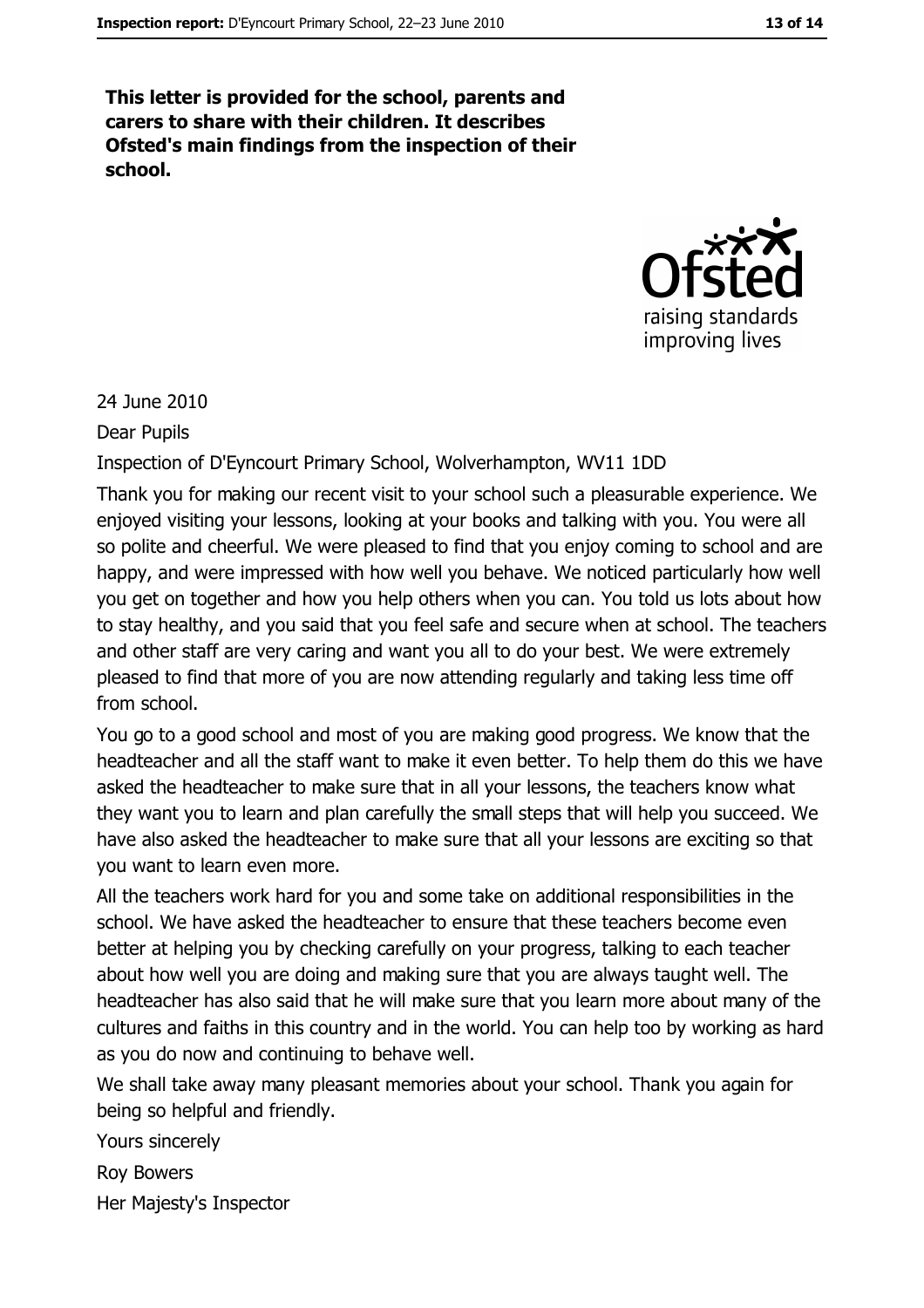**This letter is provided for the school, parents and carers to share with their children. It describes Ofsted's main findings from the inspection of their school.**

24 June 2010

Dear Pupils

Inspection of D'Eyncourt Primary School, Wolverhampton, WV11 1DD

Thank you for making our recent visit to your school such a pleasurable experience. We enjoyed visiting your lessons, looking at your books and talking with you. You were all so polite and cheerful. We were pleased to find that you enjoy coming to school and are happy, and were impressed with how well you behave. We noticed particularly how well you get on together and how you help others when you can. You told us lots about how to stay healthy, and you said that you feel safe and secure when at school. The teachers and other staff are very caring and want you all to do your best. We were extremely pleased to find that more of you are now attending regularly and taking less time off from school.

You go to a good school and most of you are making good progress. We know that the headteacher and all the staff want to make it even better. To help them do this we have asked the headteacher to make sure that in all your lessons, the teachers know what they want you to learn and plan carefully the small steps that will help you succeed. We have also asked the headteacher to make sure that all your lessons are exciting so that you want to learn even more.

All the teachers work hard for you and some take on additional responsibilities in the school. We have asked the headteacher to ensure that these teachers become even better at helping you by checking carefully on your progress, talking to each teacher about how well you are doing and making sure that you are always taught well. The headteacher has also said that he will make sure that you learn more about many of the cultures and faiths in this country and in the world. You can help too by working as hard as you do now and continuing to behave well.

We shall take away many pleasant memories about your school. Thank you again for being so helpful and friendly.

Yours sincerely

Roy Bowers

Her Majesty's Inspector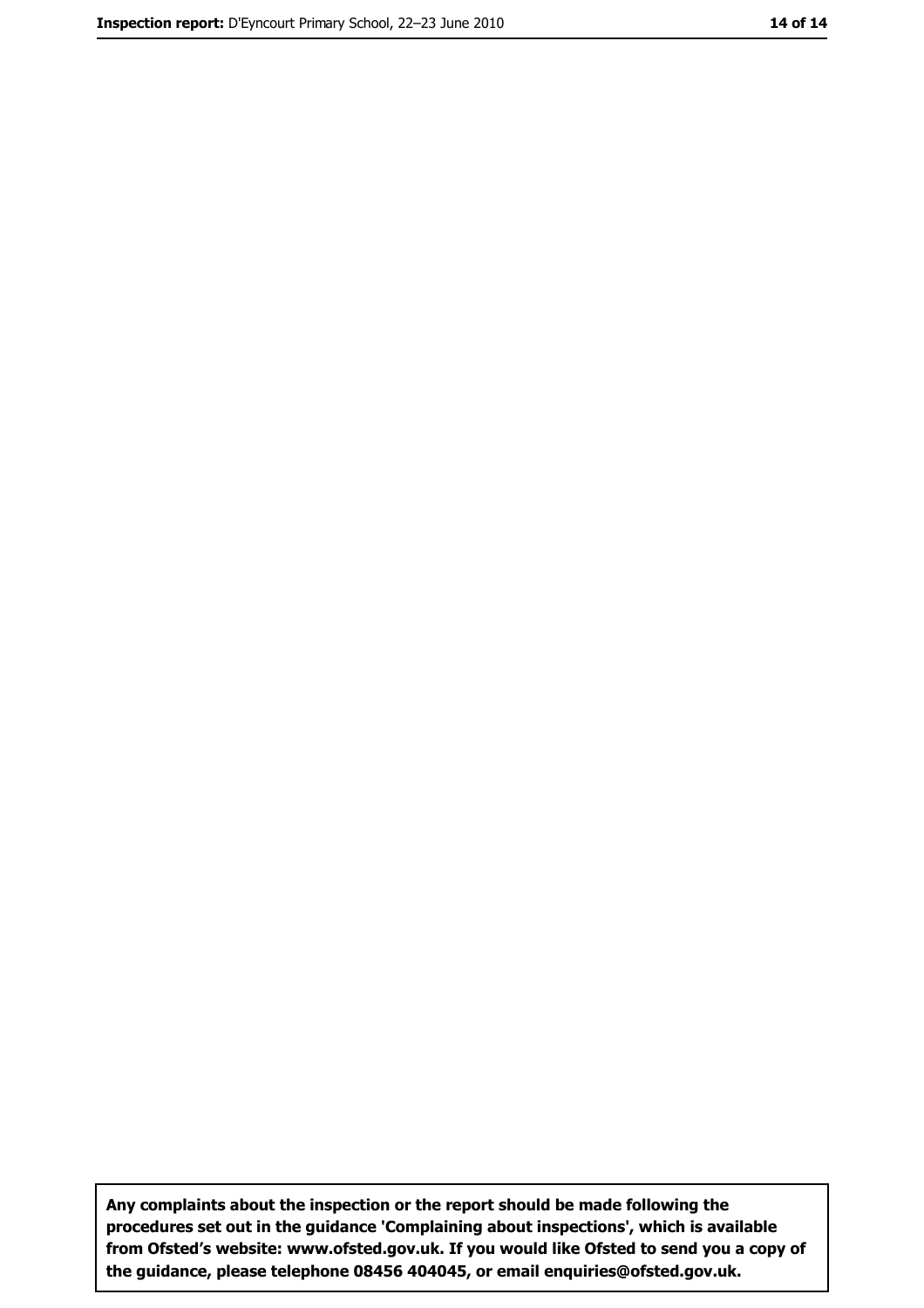**Any complaints about the inspection or the report should be made following the procedures set out in the guidance 'Complaining about inspections', which is available from Ofsted's website: www.ofsted.gov.uk. If you would like Ofsted to send you a copy of the guidance, please telephone 08456 404045, or email enquiries@ofsted.gov.uk.**